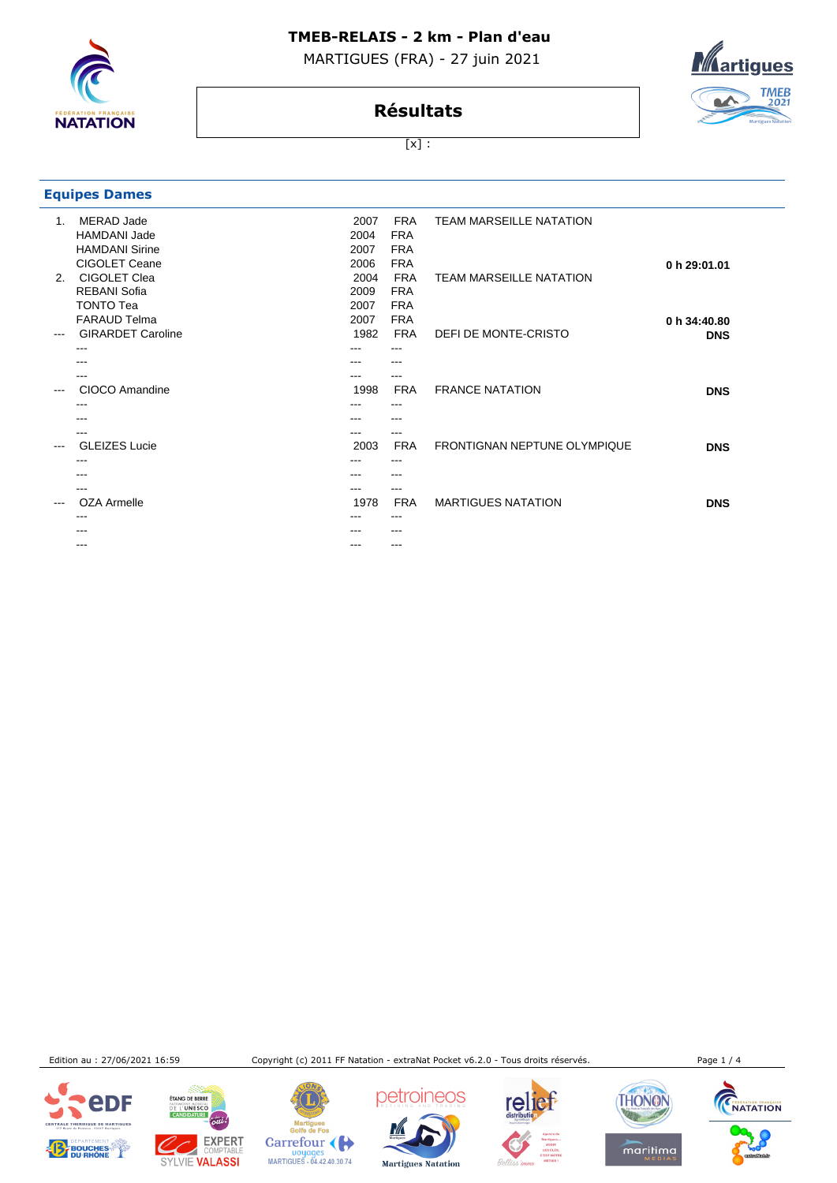# TMEB-RELAIS - 2 km - Plan d'eau

MARTIGUES (FRA) - 27 juin 2021

## Résultats

[x] :

### Equipes Dames

| Rang | Nom | Année | Nat. | Club | Temps |
|---|---|---|---|---|---|
| 1. | MERAD Jade | 2007 | FRA | TEAM MARSEILLE NATATION | |
| | HAMDANI Jade | 2004 | FRA | | |
| | HAMDANI Sirine | 2007 | FRA | | |
| | CIGOLET Ceane | 2006 | FRA | | **0 h 29:01.01** |
| 2. | CIGOLET Clea | 2004 | FRA | TEAM MARSEILLE NATATION | |
| | REBANI Sofia | 2009 | FRA | | |
| | TONTO Tea | 2007 | FRA | | |
| | FARAUD Telma | 2007 | FRA | | **0 h 34:40.80** |
| --- | GIRARDET Caroline | 1982 | FRA | DEFI DE MONTE-CRISTO | **DNS** |
| | --- | --- | --- | | |
| | --- | --- | --- | | |
| | --- | --- | --- | | |
| --- | CIOCO Amandine | 1998 | FRA | FRANCE NATATION | **DNS** |
| | --- | --- | --- | | |
| | --- | --- | --- | | |
| | --- | --- | --- | | |
| --- | GLEIZES Lucie | 2003 | FRA | FRONTIGNAN NEPTUNE OLYMPIQUE | **DNS** |
| | --- | --- | --- | | |
| | --- | --- | --- | | |
| | --- | --- | --- | | |
| --- | OZA Armelle | 1978 | FRA | MARTIGUES NATATION | **DNS** |
| | --- | --- | --- | | |
| | --- | --- | --- | | |
| | --- | --- | --- | | |

Edition au : 27/06/2021 16:59

Copyright (c) 2011 FF Natation - extraNat Pocket v6.2.0 - Tous droits réservés.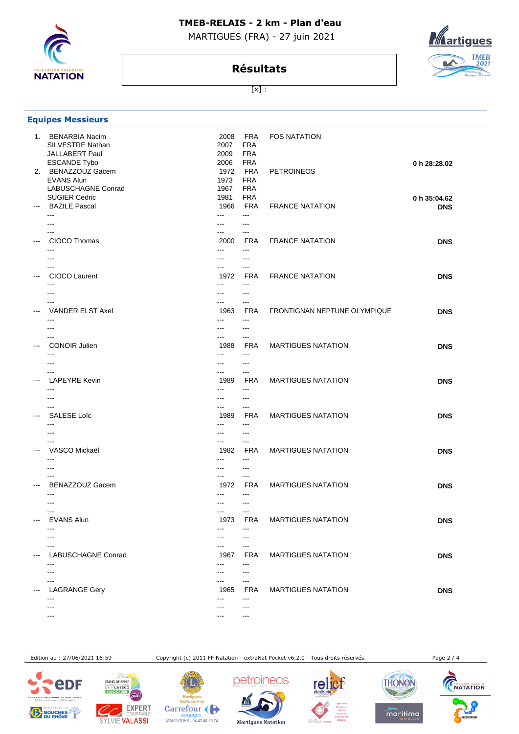# TMEB-RELAIS - 2 km - Plan d'eau

MARTIGUES (FRA) - 27 juin 2021

## Résultats

[x] :

### Equipes Messieurs

| Rang | Nom | Année | Nat. | Club | Temps |
|---|---|---|---|---|---|
| 1. | BENARBIA Nacim | 2008 | FRA | FOS NATATION | |
| | SILVESTRE Nathan | 2007 | FRA | | |
| | JALLABERT Paul | 2009 | FRA | | |
| | ESCANDE Tybo | 2006 | FRA | | **0 h 28:28.02** |
| 2. | BENAZZOUZ Gacem | 1972 | FRA | PETROINEOS | |
| | EVANS Alun | 1973 | FRA | | |
| | LABUSCHAGNE Conrad | 1967 | FRA | | |
| | SUGIER Cedric | 1981 | FRA | | **0 h 35:04.62** |
| --- | BAZILE Pascal | 1966 | FRA | FRANCE NATATION | **DNS** |
| | --- | --- | --- | | |
| | --- | --- | --- | | |
| | --- | --- | --- | | |
| --- | CIOCO Thomas | 2000 | FRA | FRANCE NATATION | **DNS** |
| | --- | --- | --- | | |
| | --- | --- | --- | | |
| | --- | --- | --- | | |
| --- | CIOCO Laurent | 1972 | FRA | FRANCE NATATION | **DNS** |
| | --- | --- | --- | | |
| | --- | --- | --- | | |
| | --- | --- | --- | | |
| --- | VANDER ELST Axel | 1963 | FRA | FRONTIGNAN NEPTUNE OLYMPIQUE | **DNS** |
| | --- | --- | --- | | |
| | --- | --- | --- | | |
| | --- | --- | --- | | |
| --- | CONOIR Julien | 1988 | FRA | MARTIGUES NATATION | **DNS** |
| | --- | --- | --- | | |
| | --- | --- | --- | | |
| | --- | --- | --- | | |
| --- | LAPEYRE Kevin | 1989 | FRA | MARTIGUES NATATION | **DNS** |
| | --- | --- | --- | | |
| | --- | --- | --- | | |
| | --- | --- | --- | | |
| --- | SALESE Loïc | 1989 | FRA | MARTIGUES NATATION | **DNS** |
| | --- | --- | --- | | |
| | --- | --- | --- | | |
| | --- | --- | --- | | |
| --- | VASCO Mickaël | 1982 | FRA | MARTIGUES NATATION | **DNS** |
| | --- | --- | --- | | |
| | --- | --- | --- | | |
| | --- | --- | --- | | |
| --- | BENAZZOUZ Gacem | 1972 | FRA | MARTIGUES NATATION | **DNS** |
| | --- | --- | --- | | |
| | --- | --- | --- | | |
| | --- | --- | --- | | |
| --- | EVANS Alun | 1973 | FRA | MARTIGUES NATATION | **DNS** |
| | --- | --- | --- | | |
| | --- | --- | --- | | |
| | --- | --- | --- | | |
| --- | LABUSCHAGNE Conrad | 1967 | FRA | MARTIGUES NATATION | **DNS** |
| | --- | --- | --- | | |
| | --- | --- | --- | | |
| | --- | --- | --- | | |
| --- | LAGRANGE Gery | 1965 | FRA | MARTIGUES NATATION | **DNS** |
| | --- | --- | --- | | |
| | --- | --- | --- | | |
| | --- | --- | --- | | |

Edition au : 27/06/2021 16:59 — Copyright (c) 2011 FF Natation - extraNat Pocket v6.2.0 - Tous droits réservés.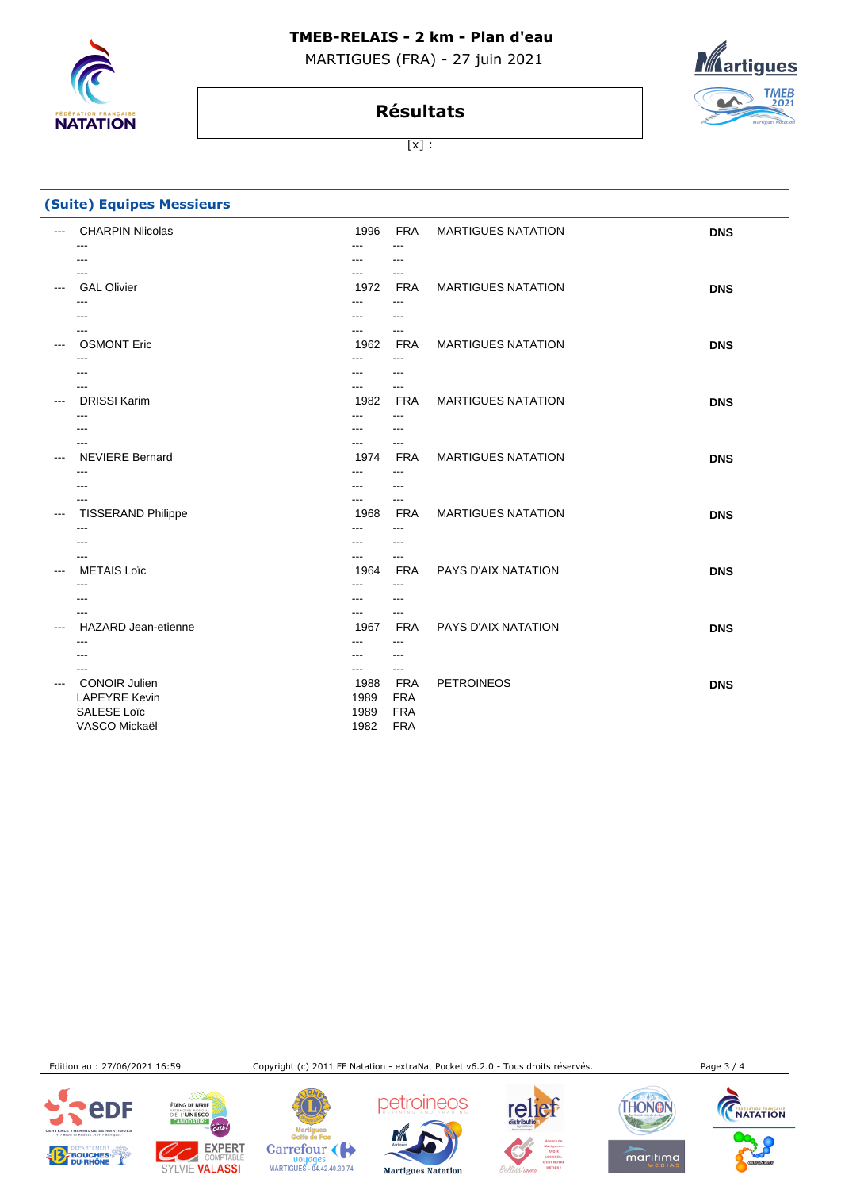**TMEB-RELAIS - 2 km - Plan d'eau**

MARTIGUES (FRA) - 27 juin 2021

# Résultats

[x] :

## (Suite) Equipes Messieurs

| | Nom | Année | Nat. | Club | Temps |
|---|---|---|---|---|---|
| --- | CHARPIN Niicolas | 1996 | FRA | MARTIGUES NATATION | DNS |
| | --- | --- | --- | | |
| | --- | --- | --- | | |
| | --- | --- | --- | | |
| --- | GAL Olivier | 1972 | FRA | MARTIGUES NATATION | DNS |
| | --- | --- | --- | | |
| | --- | --- | --- | | |
| | --- | --- | --- | | |
| --- | OSMONT Eric | 1962 | FRA | MARTIGUES NATATION | DNS |
| | --- | --- | --- | | |
| | --- | --- | --- | | |
| | --- | --- | --- | | |
| --- | DRISSI Karim | 1982 | FRA | MARTIGUES NATATION | DNS |
| | --- | --- | --- | | |
| | --- | --- | --- | | |
| | --- | --- | --- | | |
| --- | NEVIERE Bernard | 1974 | FRA | MARTIGUES NATATION | DNS |
| | --- | --- | --- | | |
| | --- | --- | --- | | |
| | --- | --- | --- | | |
| --- | TISSERAND Philippe | 1968 | FRA | MARTIGUES NATATION | DNS |
| | --- | --- | --- | | |
| | --- | --- | --- | | |
| | --- | --- | --- | | |
| --- | METAIS Loïc | 1964 | FRA | PAYS D'AIX NATATION | DNS |
| | --- | --- | --- | | |
| | --- | --- | --- | | |
| | --- | --- | --- | | |
| --- | HAZARD Jean-etienne | 1967 | FRA | PAYS D'AIX NATATION | DNS |
| | --- | --- | --- | | |
| | --- | --- | --- | | |
| | --- | --- | --- | | |
| --- | CONOIR Julien | 1988 | FRA | PETROINEOS | DNS |
| | LAPEYRE Kevin | 1989 | FRA | | |
| | SALESE Loïc | 1989 | FRA | | |
| | VASCO Mickaël | 1982 | FRA | | |

Edition au : 27/06/2021 16:59 Copyright (c) 2011 FF Natation - extraNat Pocket v6.2.0 - Tous droits réservés.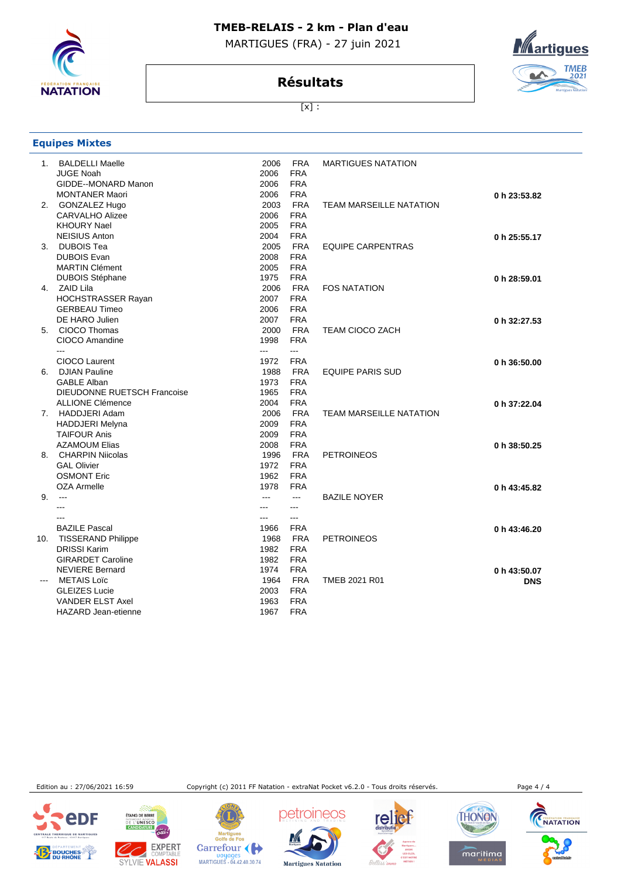# TMEB-RELAIS - 2 km - Plan d'eau

MARTIGUES (FRA) - 27 juin 2021

## Résultats

[x] :

### Equipes Mixtes

| | | | | | |
|---|---|---|---|---|---|
| 1. | BALDELLI Maelle | 2006 | FRA | MARTIGUES NATATION | |
| | JUGE Noah | 2006 | FRA | | |
| | GIDDE--MONARD Manon | 2006 | FRA | | |
| | MONTANER Maori | 2006 | FRA | | **0 h 23:53.82** |
| 2. | GONZALEZ Hugo | 2003 | FRA | TEAM MARSEILLE NATATION | |
| | CARVALHO Alizee | 2006 | FRA | | |
| | KHOURY Nael | 2005 | FRA | | |
| | NEISIUS Anton | 2004 | FRA | | **0 h 25:55.17** |
| 3. | DUBOIS Tea | 2005 | FRA | EQUIPE CARPENTRAS | |
| | DUBOIS Evan | 2008 | FRA | | |
| | MARTIN Clément | 2005 | FRA | | |
| | DUBOIS Stéphane | 1975 | FRA | | **0 h 28:59.01** |
| 4. | ZAID Lila | 2006 | FRA | FOS NATATION | |
| | HOCHSTRASSER Rayan | 2007 | FRA | | |
| | GERBEAU Timeo | 2006 | FRA | | |
| | DE HARO Julien | 2007 | FRA | | **0 h 32:27.53** |
| 5. | CIOCO Thomas | 2000 | FRA | TEAM CIOCO ZACH | |
| | CIOCO Amandine | 1998 | FRA | | |
| | --- | --- | --- | | |
| | CIOCO Laurent | 1972 | FRA | | **0 h 36:50.00** |
| 6. | DJIAN Pauline | 1988 | FRA | EQUIPE PARIS SUD | |
| | GABLE Alban | 1973 | FRA | | |
| | DIEUDONNE RUETSCH Francoise | 1965 | FRA | | |
| | ALLIONE Clémence | 2004 | FRA | | **0 h 37:22.04** |
| 7. | HADDJERI Adam | 2006 | FRA | TEAM MARSEILLE NATATION | |
| | HADDJERI Melyna | 2009 | FRA | | |
| | TAIFOUR Anis | 2009 | FRA | | |
| | AZAMOUM Elias | 2008 | FRA | | **0 h 38:50.25** |
| 8. | CHARPIN Niicolas | 1996 | FRA | PETROINEOS | |
| | GAL Olivier | 1972 | FRA | | |
| | OSMONT Eric | 1962 | FRA | | |
| | OZA Armelle | 1978 | FRA | | **0 h 43:45.82** |
| 9. | --- | --- | --- | BAZILE NOYER | |
| | --- | --- | --- | | |
| | --- | --- | --- | | |
| | BAZILE Pascal | 1966 | FRA | | **0 h 43:46.20** |
| 10. | TISSERAND Philippe | 1968 | FRA | PETROINEOS | |
| | DRISSI Karim | 1982 | FRA | | |
| | GIRARDET Caroline | 1982 | FRA | | |
| | NEVIERE Bernard | 1974 | FRA | | **0 h 43:50.07** |
| --- | METAIS Loïc | 1964 | FRA | TMEB 2021 R01 | **DNS** |
| | GLEIZES Lucie | 2003 | FRA | | |
| | VANDER ELST Axel | 1963 | FRA | | |
| | HAZARD Jean-etienne | 1967 | FRA | | |

Edition au : 27/06/2021 16:59 Copyright (c) 2011 FF Natation - extraNat Pocket v6.2.0 - Tous droits réservés.